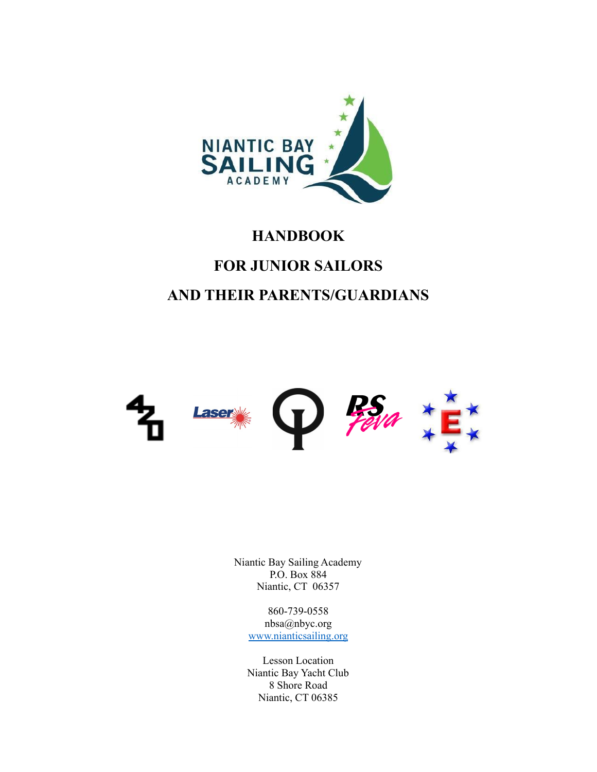NIANTIC BAY SAILING ACADEMY

# HANDBOOK

# FOR JUNIOR SAILORS

# AND THEIR PARENTS/GUARDIANS

Niantic Bay Sailing Academy
P.O. Box 884
Niantic, CT 06357

860-739-0558
nbsa@nbyc.org
www.nianticsailing.org

Lesson Location
Niantic Bay Yacht Club
8 Shore Road
Niantic, CT 06385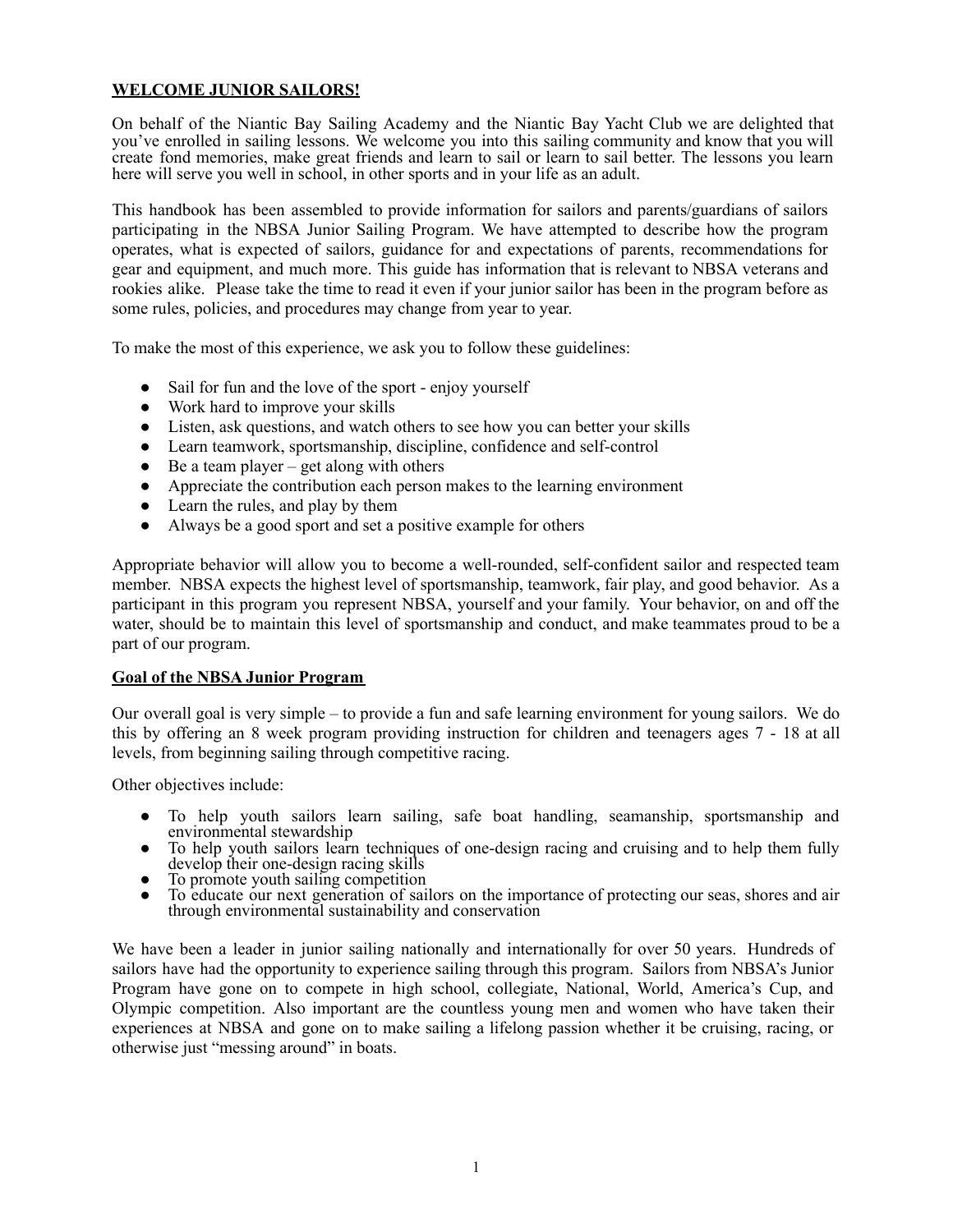## WELCOME JUNIOR SAILORS!

On behalf of the Niantic Bay Sailing Academy and the Niantic Bay Yacht Club we are delighted that you've enrolled in sailing lessons. We welcome you into this sailing community and know that you will create fond memories, make great friends and learn to sail or learn to sail better. The lessons you learn here will serve you well in school, in other sports and in your life as an adult.

This handbook has been assembled to provide information for sailors and parents/guardians of sailors participating in the NBSA Junior Sailing Program. We have attempted to describe how the program operates, what is expected of sailors, guidance for and expectations of parents, recommendations for gear and equipment, and much more. This guide has information that is relevant to NBSA veterans and rookies alike. Please take the time to read it even if your junior sailor has been in the program before as some rules, policies, and procedures may change from year to year.

To make the most of this experience, we ask you to follow these guidelines:

- Sail for fun and the love of the sport - enjoy yourself
- Work hard to improve your skills
- Listen, ask questions, and watch others to see how you can better your skills
- Learn teamwork, sportsmanship, discipline, confidence and self-control
- Be a team player – get along with others
- Appreciate the contribution each person makes to the learning environment
- Learn the rules, and play by them
- Always be a good sport and set a positive example for others

Appropriate behavior will allow you to become a well-rounded, self-confident sailor and respected team member. NBSA expects the highest level of sportsmanship, teamwork, fair play, and good behavior. As a participant in this program you represent NBSA, yourself and your family. Your behavior, on and off the water, should be to maintain this level of sportsmanship and conduct, and make teammates proud to be a part of our program.

## Goal of the NBSA Junior Program

Our overall goal is very simple – to provide a fun and safe learning environment for young sailors. We do this by offering an 8 week program providing instruction for children and teenagers ages 7 - 18 at all levels, from beginning sailing through competitive racing.

Other objectives include:

- To help youth sailors learn sailing, safe boat handling, seamanship, sportsmanship and environmental stewardship
- To help youth sailors learn techniques of one-design racing and cruising and to help them fully develop their one-design racing skills
- To promote youth sailing competition
- To educate our next generation of sailors on the importance of protecting our seas, shores and air through environmental sustainability and conservation

We have been a leader in junior sailing nationally and internationally for over 50 years. Hundreds of sailors have had the opportunity to experience sailing through this program. Sailors from NBSA's Junior Program have gone on to compete in high school, collegiate, National, World, America's Cup, and Olympic competition. Also important are the countless young men and women who have taken their experiences at NBSA and gone on to make sailing a lifelong passion whether it be cruising, racing, or otherwise just "messing around" in boats.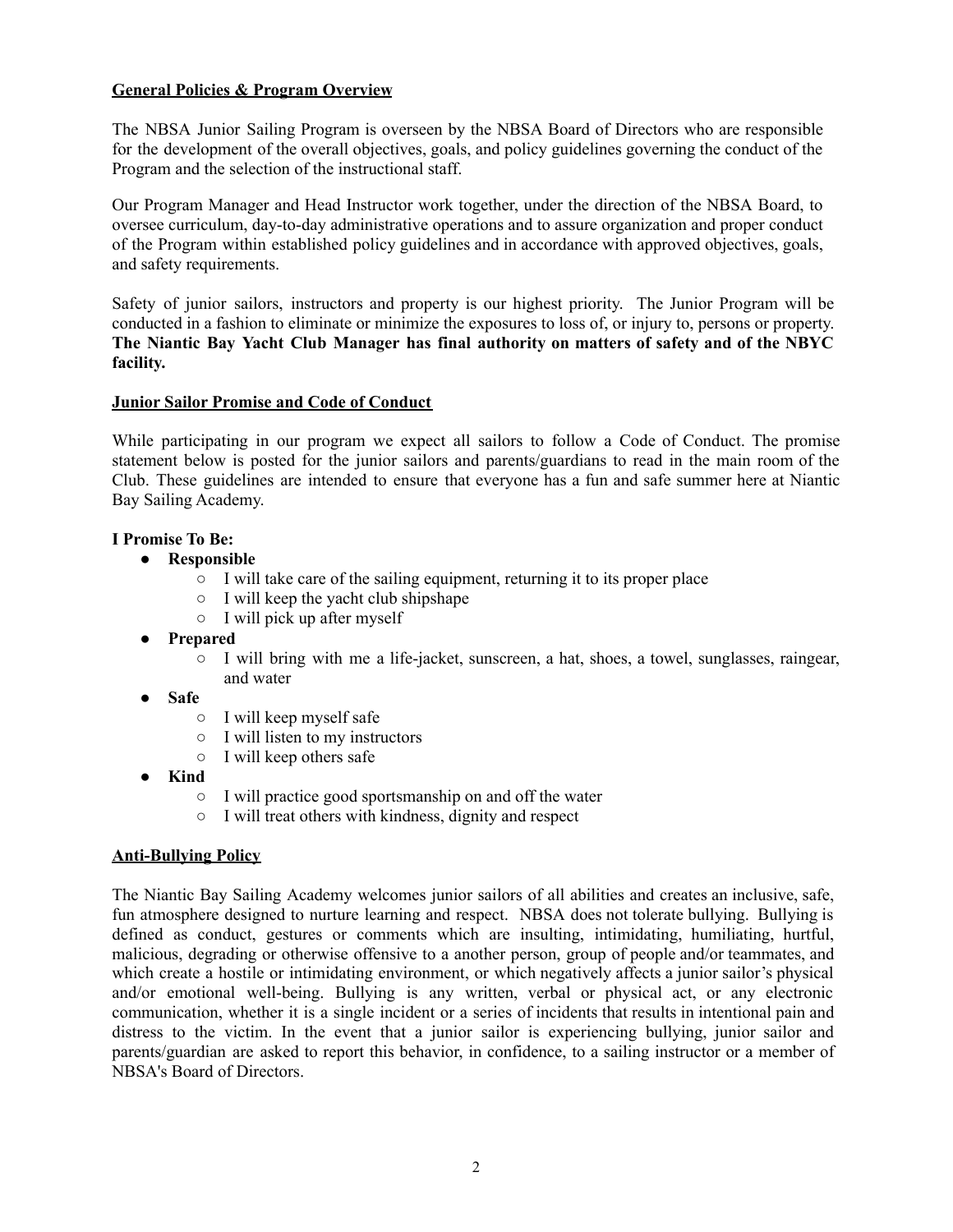## General Policies & Program Overview

The NBSA Junior Sailing Program is overseen by the NBSA Board of Directors who are responsible for the development of the overall objectives, goals, and policy guidelines governing the conduct of the Program and the selection of the instructional staff.

Our Program Manager and Head Instructor work together, under the direction of the NBSA Board, to oversee curriculum, day-to-day administrative operations and to assure organization and proper conduct of the Program within established policy guidelines and in accordance with approved objectives, goals, and safety requirements.

Safety of junior sailors, instructors and property is our highest priority. The Junior Program will be conducted in a fashion to eliminate or minimize the exposures to loss of, or injury to, persons or property. **The Niantic Bay Yacht Club Manager has final authority on matters of safety and of the NBYC facility.**

## Junior Sailor Promise and Code of Conduct

While participating in our program we expect all sailors to follow a Code of Conduct. The promise statement below is posted for the junior sailors and parents/guardians to read in the main room of the Club. These guidelines are intended to ensure that everyone has a fun and safe summer here at Niantic Bay Sailing Academy.

**I Promise To Be:**

- **Responsible**
  - I will take care of the sailing equipment, returning it to its proper place
  - I will keep the yacht club shipshape
  - I will pick up after myself
- **Prepared**
  - I will bring with me a life-jacket, sunscreen, a hat, shoes, a towel, sunglasses, raingear, and water
- **Safe**
  - I will keep myself safe
  - I will listen to my instructors
  - I will keep others safe
- **Kind**
  - I will practice good sportsmanship on and off the water
  - I will treat others with kindness, dignity and respect

## Anti-Bullying Policy

The Niantic Bay Sailing Academy welcomes junior sailors of all abilities and creates an inclusive, safe, fun atmosphere designed to nurture learning and respect. NBSA does not tolerate bullying. Bullying is defined as conduct, gestures or comments which are insulting, intimidating, humiliating, hurtful, malicious, degrading or otherwise offensive to a another person, group of people and/or teammates, and which create a hostile or intimidating environment, or which negatively affects a junior sailor's physical and/or emotional well-being. Bullying is any written, verbal or physical act, or any electronic communication, whether it is a single incident or a series of incidents that results in intentional pain and distress to the victim. In the event that a junior sailor is experiencing bullying, junior sailor and parents/guardian are asked to report this behavior, in confidence, to a sailing instructor or a member of NBSA's Board of Directors.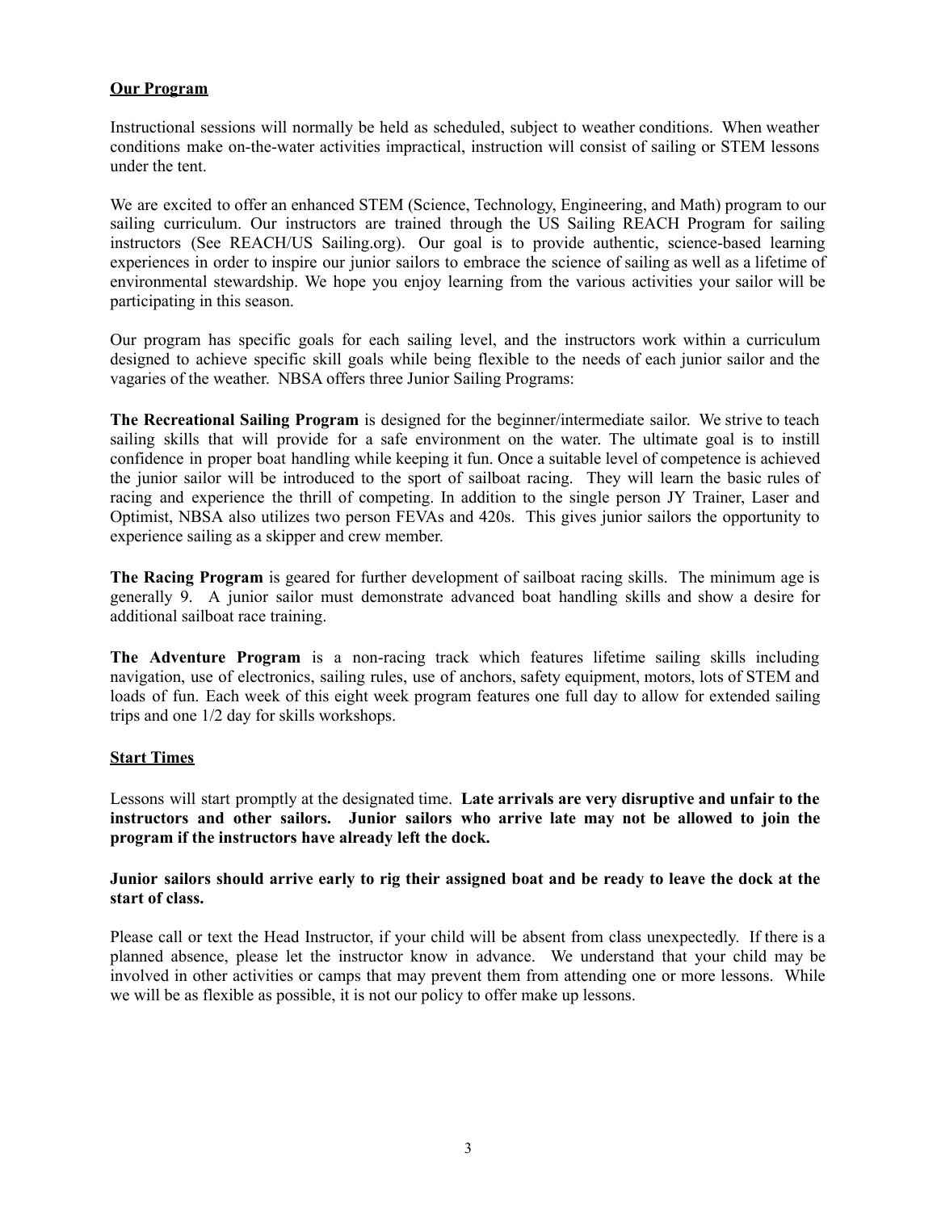**Our Program**

Instructional sessions will normally be held as scheduled, subject to weather conditions. When weather conditions make on-the-water activities impractical, instruction will consist of sailing or STEM lessons under the tent.

We are excited to offer an enhanced STEM (Science, Technology, Engineering, and Math) program to our sailing curriculum. Our instructors are trained through the US Sailing REACH Program for sailing instructors (See REACH/US Sailing.org). Our goal is to provide authentic, science-based learning experiences in order to inspire our junior sailors to embrace the science of sailing as well as a lifetime of environmental stewardship. We hope you enjoy learning from the various activities your sailor will be participating in this season.

Our program has specific goals for each sailing level, and the instructors work within a curriculum designed to achieve specific skill goals while being flexible to the needs of each junior sailor and the vagaries of the weather. NBSA offers three Junior Sailing Programs:

**The Recreational Sailing Program** is designed for the beginner/intermediate sailor. We strive to teach sailing skills that will provide for a safe environment on the water. The ultimate goal is to instill confidence in proper boat handling while keeping it fun. Once a suitable level of competence is achieved the junior sailor will be introduced to the sport of sailboat racing. They will learn the basic rules of racing and experience the thrill of competing. In addition to the single person JY Trainer, Laser and Optimist, NBSA also utilizes two person FEVAs and 420s. This gives junior sailors the opportunity to experience sailing as a skipper and crew member.

**The Racing Program** is geared for further development of sailboat racing skills. The minimum age is generally 9. A junior sailor must demonstrate advanced boat handling skills and show a desire for additional sailboat race training.

**The Adventure Program** is a non-racing track which features lifetime sailing skills including navigation, use of electronics, sailing rules, use of anchors, safety equipment, motors, lots of STEM and loads of fun. Each week of this eight week program features one full day to allow for extended sailing trips and one 1/2 day for skills workshops.

**Start Times**

Lessons will start promptly at the designated time. **Late arrivals are very disruptive and unfair to the instructors and other sailors. Junior sailors who arrive late may not be allowed to join the program if the instructors have already left the dock.**

**Junior sailors should arrive early to rig their assigned boat and be ready to leave the dock at the start of class.**

Please call or text the Head Instructor, if your child will be absent from class unexpectedly. If there is a planned absence, please let the instructor know in advance. We understand that your child may be involved in other activities or camps that may prevent them from attending one or more lessons. While we will be as flexible as possible, it is not our policy to offer make up lessons.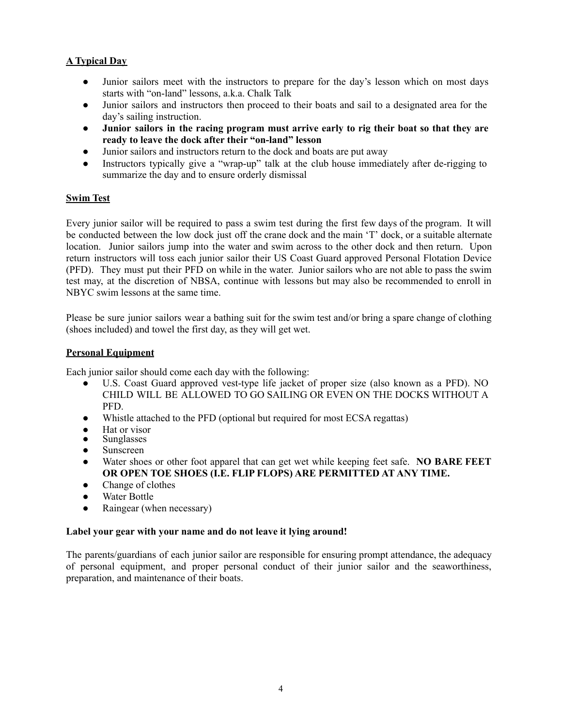## A Typical Day

- Junior sailors meet with the instructors to prepare for the day's lesson which on most days starts with "on-land" lessons, a.k.a. Chalk Talk
- Junior sailors and instructors then proceed to their boats and sail to a designated area for the day's sailing instruction.
- **Junior sailors in the racing program must arrive early to rig their boat so that they are ready to leave the dock after their "on-land" lesson**
- Junior sailors and instructors return to the dock and boats are put away
- Instructors typically give a "wrap-up" talk at the club house immediately after de-rigging to summarize the day and to ensure orderly dismissal

## Swim Test

Every junior sailor will be required to pass a swim test during the first few days of the program. It will be conducted between the low dock just off the crane dock and the main 'T' dock, or a suitable alternate location. Junior sailors jump into the water and swim across to the other dock and then return. Upon return instructors will toss each junior sailor their US Coast Guard approved Personal Flotation Device (PFD). They must put their PFD on while in the water. Junior sailors who are not able to pass the swim test may, at the discretion of NBSA, continue with lessons but may also be recommended to enroll in NBYC swim lessons at the same time.

Please be sure junior sailors wear a bathing suit for the swim test and/or bring a spare change of clothing (shoes included) and towel the first day, as they will get wet.

## Personal Equipment

Each junior sailor should come each day with the following:

- U.S. Coast Guard approved vest-type life jacket of proper size (also known as a PFD). NO CHILD WILL BE ALLOWED TO GO SAILING OR EVEN ON THE DOCKS WITHOUT A PFD.
- Whistle attached to the PFD (optional but required for most ECSA regattas)
- Hat or visor
- Sunglasses
- Sunscreen
- Water shoes or other foot apparel that can get wet while keeping feet safe. **NO BARE FEET OR OPEN TOE SHOES (I.E. FLIP FLOPS) ARE PERMITTED AT ANY TIME.**
- Change of clothes
- Water Bottle
- Raingear (when necessary)

**Label your gear with your name and do not leave it lying around!**

The parents/guardians of each junior sailor are responsible for ensuring prompt attendance, the adequacy of personal equipment, and proper personal conduct of their junior sailor and the seaworthiness, preparation, and maintenance of their boats.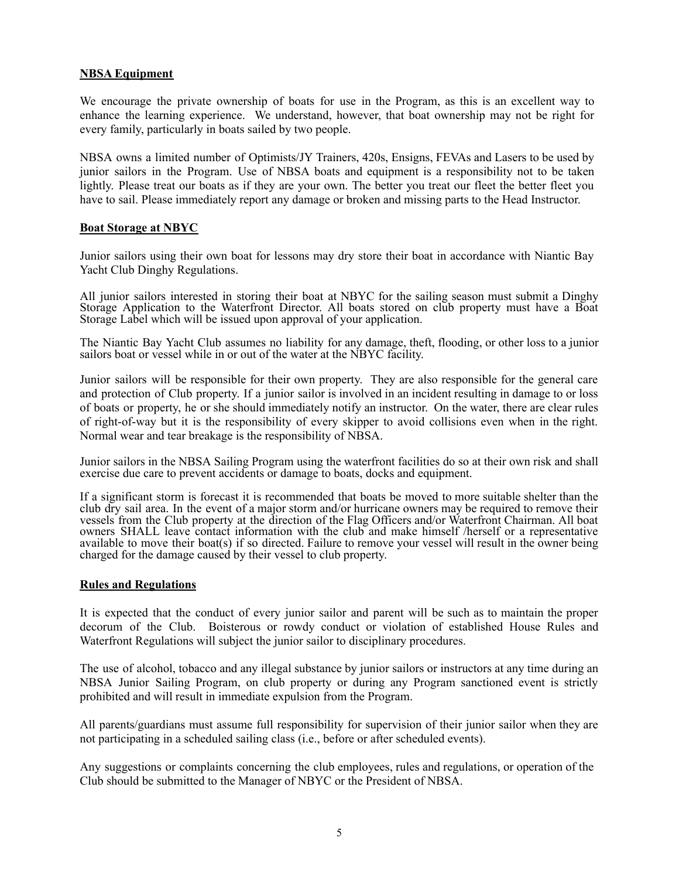## NBSA Equipment

We encourage the private ownership of boats for use in the Program, as this is an excellent way to enhance the learning experience. We understand, however, that boat ownership may not be right for every family, particularly in boats sailed by two people.

NBSA owns a limited number of Optimists/JY Trainers, 420s, Ensigns, FEVAs and Lasers to be used by junior sailors in the Program. Use of NBSA boats and equipment is a responsibility not to be taken lightly. Please treat our boats as if they are your own. The better you treat our fleet the better fleet you have to sail. Please immediately report any damage or broken and missing parts to the Head Instructor.

## Boat Storage at NBYC

Junior sailors using their own boat for lessons may dry store their boat in accordance with Niantic Bay Yacht Club Dinghy Regulations.

All junior sailors interested in storing their boat at NBYC for the sailing season must submit a Dinghy Storage Application to the Waterfront Director. All boats stored on club property must have a Boat Storage Label which will be issued upon approval of your application.

The Niantic Bay Yacht Club assumes no liability for any damage, theft, flooding, or other loss to a junior sailors boat or vessel while in or out of the water at the NBYC facility.

Junior sailors will be responsible for their own property. They are also responsible for the general care and protection of Club property. If a junior sailor is involved in an incident resulting in damage to or loss of boats or property, he or she should immediately notify an instructor. On the water, there are clear rules of right-of-way but it is the responsibility of every skipper to avoid collisions even when in the right. Normal wear and tear breakage is the responsibility of NBSA.

Junior sailors in the NBSA Sailing Program using the waterfront facilities do so at their own risk and shall exercise due care to prevent accidents or damage to boats, docks and equipment.

If a significant storm is forecast it is recommended that boats be moved to more suitable shelter than the club dry sail area. In the event of a major storm and/or hurricane owners may be required to remove their vessels from the Club property at the direction of the Flag Officers and/or Waterfront Chairman. All boat owners SHALL leave contact information with the club and make himself /herself or a representative available to move their boat(s) if so directed. Failure to remove your vessel will result in the owner being charged for the damage caused by their vessel to club property.

## Rules and Regulations

It is expected that the conduct of every junior sailor and parent will be such as to maintain the proper decorum of the Club. Boisterous or rowdy conduct or violation of established House Rules and Waterfront Regulations will subject the junior sailor to disciplinary procedures.

The use of alcohol, tobacco and any illegal substance by junior sailors or instructors at any time during an NBSA Junior Sailing Program, on club property or during any Program sanctioned event is strictly prohibited and will result in immediate expulsion from the Program.

All parents/guardians must assume full responsibility for supervision of their junior sailor when they are not participating in a scheduled sailing class (i.e., before or after scheduled events).

Any suggestions or complaints concerning the club employees, rules and regulations, or operation of the Club should be submitted to the Manager of NBYC or the President of NBSA.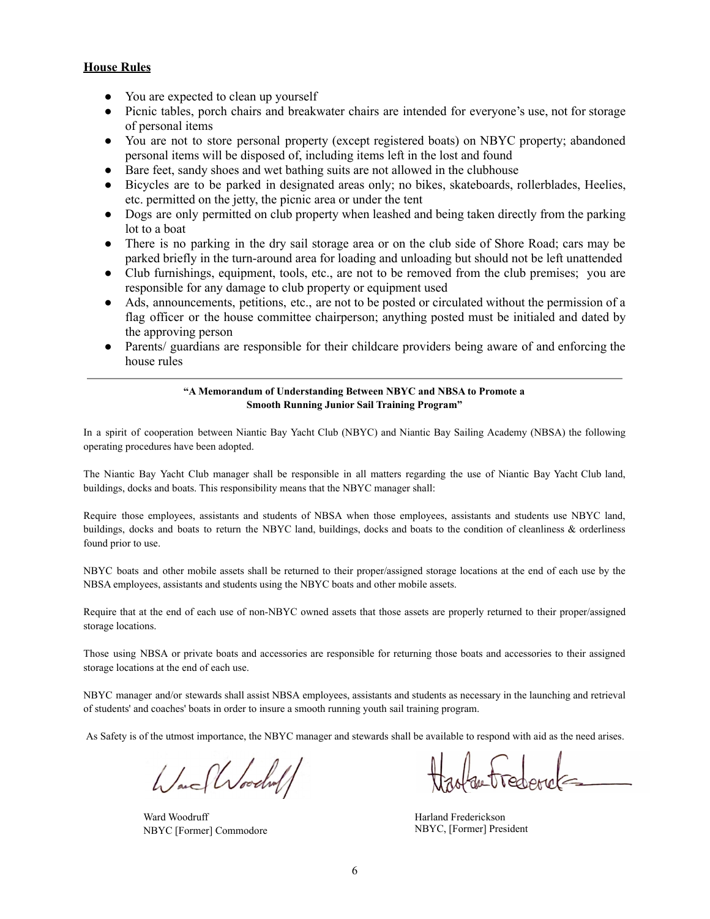**House Rules**

- You are expected to clean up yourself
- Picnic tables, porch chairs and breakwater chairs are intended for everyone's use, not for storage of personal items
- You are not to store personal property (except registered boats) on NBYC property; abandoned personal items will be disposed of, including items left in the lost and found
- Bare feet, sandy shoes and wet bathing suits are not allowed in the clubhouse
- Bicycles are to be parked in designated areas only; no bikes, skateboards, rollerblades, Heelies, etc. permitted on the jetty, the picnic area or under the tent
- Dogs are only permitted on club property when leashed and being taken directly from the parking lot to a boat
- There is no parking in the dry sail storage area or on the club side of Shore Road; cars may be parked briefly in the turn-around area for loading and unloading but should not be left unattended
- Club furnishings, equipment, tools, etc., are not to be removed from the club premises; you are responsible for any damage to club property or equipment used
- Ads, announcements, petitions, etc., are not to be posted or circulated without the permission of a flag officer or the house committee chairperson; anything posted must be initialed and dated by the approving person
- Parents/ guardians are responsible for their childcare providers being aware of and enforcing the house rules

---

**"A Memorandum of Understanding Between NBYC and NBSA to Promote a Smooth Running Junior Sail Training Program"**

In a spirit of cooperation between Niantic Bay Yacht Club (NBYC) and Niantic Bay Sailing Academy (NBSA) the following operating procedures have been adopted.

The Niantic Bay Yacht Club manager shall be responsible in all matters regarding the use of Niantic Bay Yacht Club land, buildings, docks and boats. This responsibility means that the NBYC manager shall:

Require those employees, assistants and students of NBSA when those employees, assistants and students use NBYC land, buildings, docks and boats to return the NBYC land, buildings, docks and boats to the condition of cleanliness & orderliness found prior to use.

NBYC boats and other mobile assets shall be returned to their proper/assigned storage locations at the end of each use by the NBSA employees, assistants and students using the NBYC boats and other mobile assets.

Require that at the end of each use of non-NBYC owned assets that those assets are properly returned to their proper/assigned storage locations.

Those using NBSA or private boats and accessories are responsible for returning those boats and accessories to their assigned storage locations at the end of each use.

NBYC manager and/or stewards shall assist NBSA employees, assistants and students as necessary in the launching and retrieval of students' and coaches' boats in order to insure a smooth running youth sail training program.

As Safety is of the utmost importance, the NBYC manager and stewards shall be available to respond with aid as the need arises.

Ward Woodruff
NBYC [Former] Commodore

Harland Frederickson
NBYC, [Former] President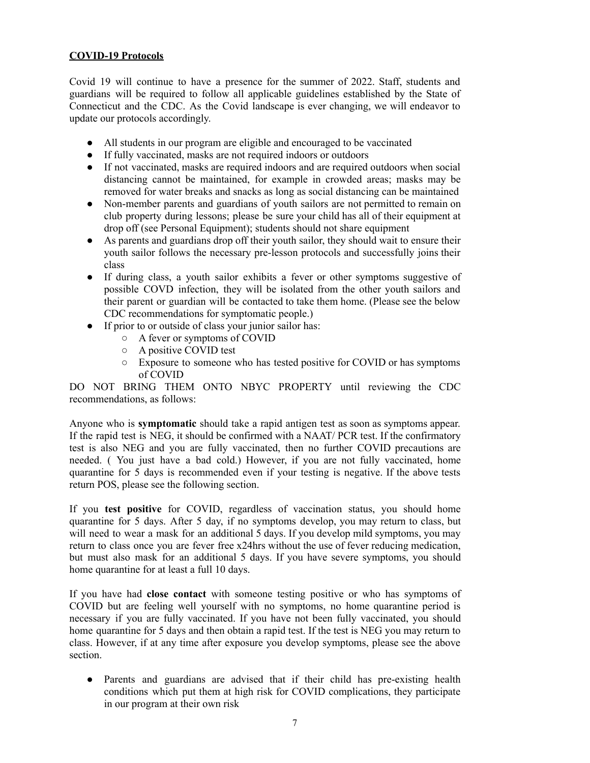**COVID-19 Protocols**

Covid 19 will continue to have a presence for the summer of 2022. Staff, students and guardians will be required to follow all applicable guidelines established by the State of Connecticut and the CDC. As the Covid landscape is ever changing, we will endeavor to update our protocols accordingly.

- All students in our program are eligible and encouraged to be vaccinated
- If fully vaccinated, masks are not required indoors or outdoors
- If not vaccinated, masks are required indoors and are required outdoors when social distancing cannot be maintained, for example in crowded areas; masks may be removed for water breaks and snacks as long as social distancing can be maintained
- Non-member parents and guardians of youth sailors are not permitted to remain on club property during lessons; please be sure your child has all of their equipment at drop off (see Personal Equipment); students should not share equipment
- As parents and guardians drop off their youth sailor, they should wait to ensure their youth sailor follows the necessary pre-lesson protocols and successfully joins their class
- If during class, a youth sailor exhibits a fever or other symptoms suggestive of possible COVD infection, they will be isolated from the other youth sailors and their parent or guardian will be contacted to take them home. (Please see the below CDC recommendations for symptomatic people.)
- If prior to or outside of class your junior sailor has:
  - A fever or symptoms of COVID
  - A positive COVID test
  - Exposure to someone who has tested positive for COVID or has symptoms of COVID

DO NOT BRING THEM ONTO NBYC PROPERTY until reviewing the CDC recommendations, as follows:

Anyone who is **symptomatic** should take a rapid antigen test as soon as symptoms appear. If the rapid test is NEG, it should be confirmed with a NAAT/ PCR test. If the confirmatory test is also NEG and you are fully vaccinated, then no further COVID precautions are needed. ( You just have a bad cold.) However, if you are not fully vaccinated, home quarantine for 5 days is recommended even if your testing is negative. If the above tests return POS, please see the following section.

If you **test positive** for COVID, regardless of vaccination status, you should home quarantine for 5 days. After 5 day, if no symptoms develop, you may return to class, but will need to wear a mask for an additional 5 days. If you develop mild symptoms, you may return to class once you are fever free x24hrs without the use of fever reducing medication, but must also mask for an additional 5 days. If you have severe symptoms, you should home quarantine for at least a full 10 days.

If you have had **close contact** with someone testing positive or who has symptoms of COVID but are feeling well yourself with no symptoms, no home quarantine period is necessary if you are fully vaccinated. If you have not been fully vaccinated, you should home quarantine for 5 days and then obtain a rapid test. If the test is NEG you may return to class. However, if at any time after exposure you develop symptoms, please see the above section.

- Parents and guardians are advised that if their child has pre-existing health conditions which put them at high risk for COVID complications, they participate in our program at their own risk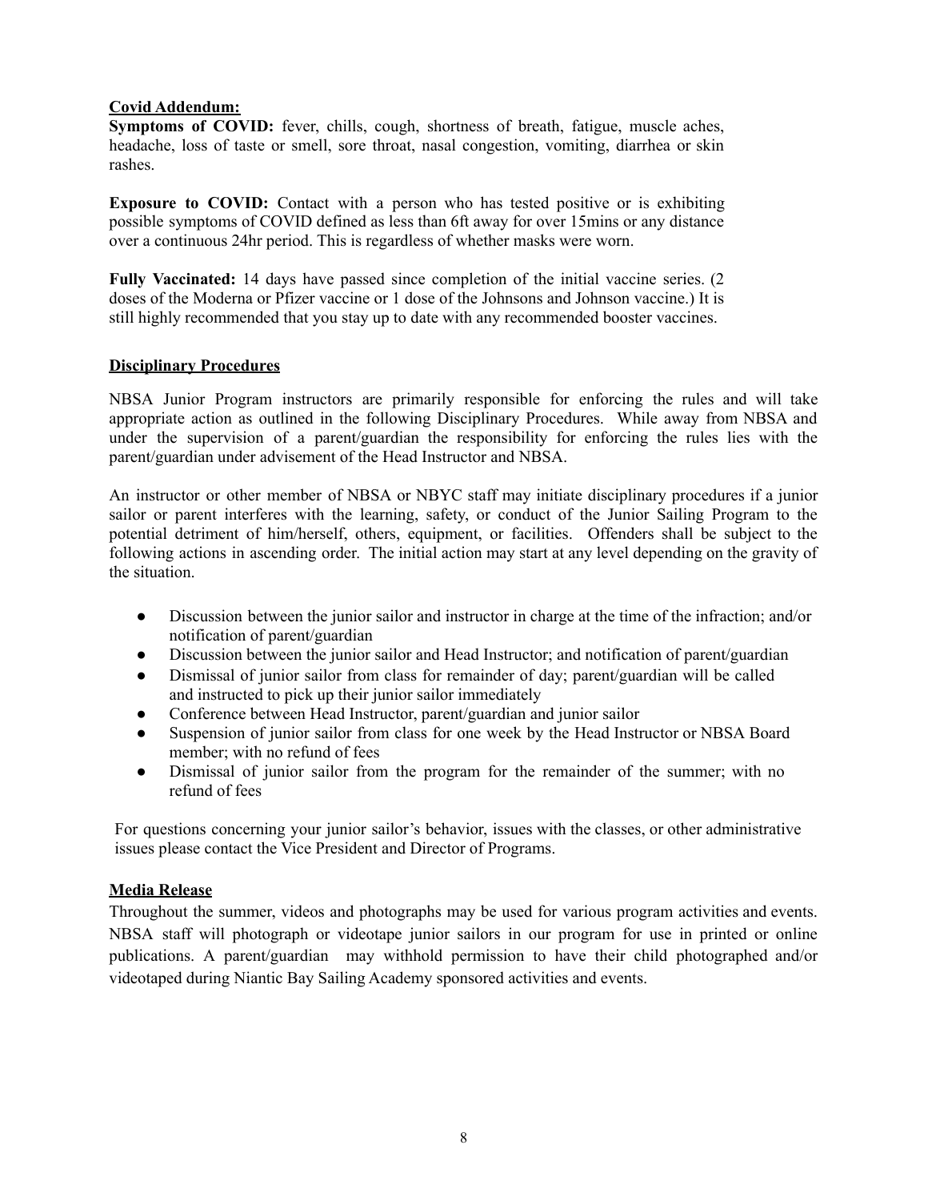**Covid Addendum:**

**Symptoms of COVID:** fever, chills, cough, shortness of breath, fatigue, muscle aches, headache, loss of taste or smell, sore throat, nasal congestion, vomiting, diarrhea or skin rashes.

**Exposure to COVID:** Contact with a person who has tested positive or is exhibiting possible symptoms of COVID defined as less than 6ft away for over 15mins or any distance over a continuous 24hr period. This is regardless of whether masks were worn.

**Fully Vaccinated:** 14 days have passed since completion of the initial vaccine series. (2 doses of the Moderna or Pfizer vaccine or 1 dose of the Johnsons and Johnson vaccine.) It is still highly recommended that you stay up to date with any recommended booster vaccines.

**Disciplinary Procedures**

NBSA Junior Program instructors are primarily responsible for enforcing the rules and will take appropriate action as outlined in the following Disciplinary Procedures. While away from NBSA and under the supervision of a parent/guardian the responsibility for enforcing the rules lies with the parent/guardian under advisement of the Head Instructor and NBSA.

An instructor or other member of NBSA or NBYC staff may initiate disciplinary procedures if a junior sailor or parent interferes with the learning, safety, or conduct of the Junior Sailing Program to the potential detriment of him/herself, others, equipment, or facilities. Offenders shall be subject to the following actions in ascending order. The initial action may start at any level depending on the gravity of the situation.

- Discussion between the junior sailor and instructor in charge at the time of the infraction; and/or notification of parent/guardian
- Discussion between the junior sailor and Head Instructor; and notification of parent/guardian
- Dismissal of junior sailor from class for remainder of day; parent/guardian will be called and instructed to pick up their junior sailor immediately
- Conference between Head Instructor, parent/guardian and junior sailor
- Suspension of junior sailor from class for one week by the Head Instructor or NBSA Board member; with no refund of fees
- Dismissal of junior sailor from the program for the remainder of the summer; with no refund of fees

For questions concerning your junior sailor's behavior, issues with the classes, or other administrative issues please contact the Vice President and Director of Programs.

**Media Release**

Throughout the summer, videos and photographs may be used for various program activities and events. NBSA staff will photograph or videotape junior sailors in our program for use in printed or online publications. A parent/guardian may withhold permission to have their child photographed and/or videotaped during Niantic Bay Sailing Academy sponsored activities and events.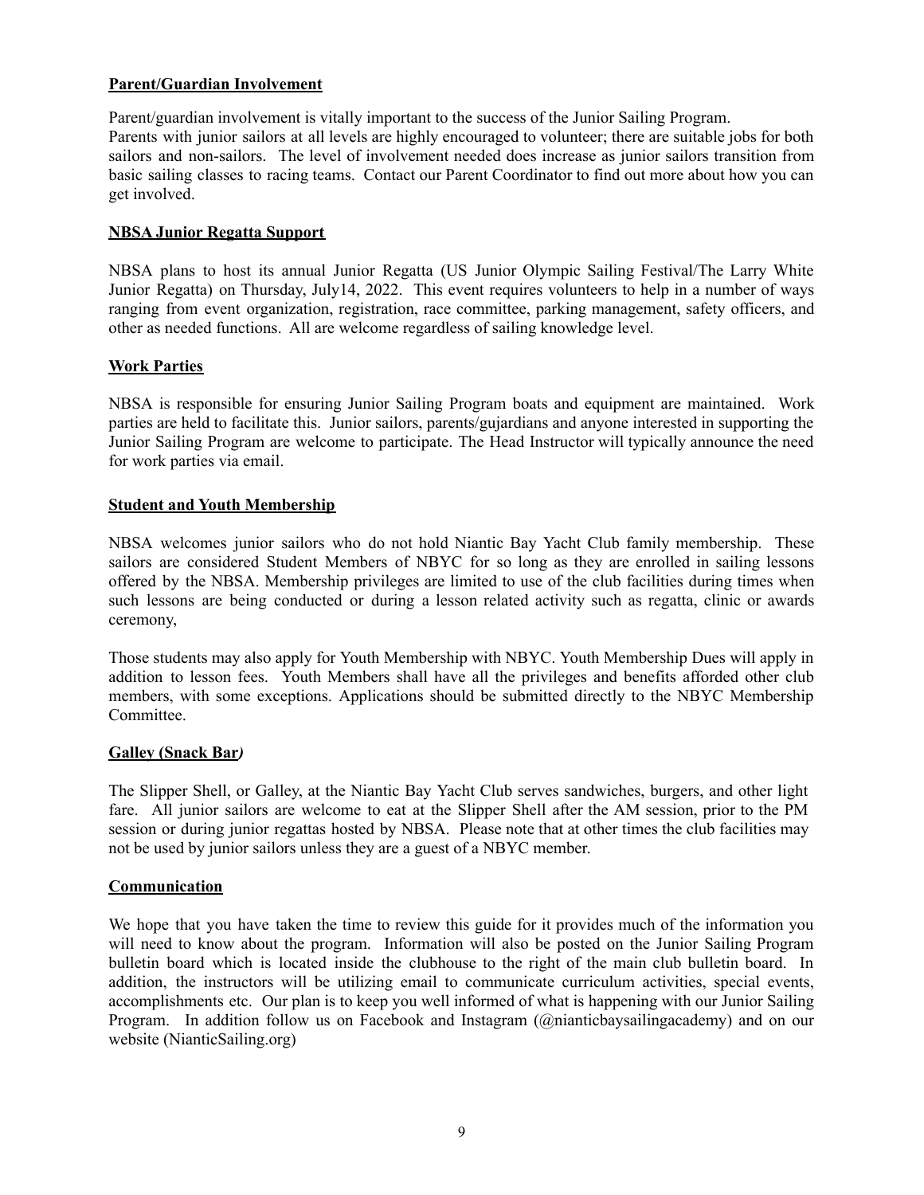**Parent/Guardian Involvement**

Parent/guardian involvement is vitally important to the success of the Junior Sailing Program. Parents with junior sailors at all levels are highly encouraged to volunteer; there are suitable jobs for both sailors and non-sailors. The level of involvement needed does increase as junior sailors transition from basic sailing classes to racing teams. Contact our Parent Coordinator to find out more about how you can get involved.

**NBSA Junior Regatta Support**

NBSA plans to host its annual Junior Regatta (US Junior Olympic Sailing Festival/The Larry White Junior Regatta) on Thursday, July14, 2022. This event requires volunteers to help in a number of ways ranging from event organization, registration, race committee, parking management, safety officers, and other as needed functions. All are welcome regardless of sailing knowledge level.

**Work Parties**

NBSA is responsible for ensuring Junior Sailing Program boats and equipment are maintained. Work parties are held to facilitate this. Junior sailors, parents/gujardians and anyone interested in supporting the Junior Sailing Program are welcome to participate. The Head Instructor will typically announce the need for work parties via email.

**Student and Youth Membership**

NBSA welcomes junior sailors who do not hold Niantic Bay Yacht Club family membership. These sailors are considered Student Members of NBYC for so long as they are enrolled in sailing lessons offered by the NBSA. Membership privileges are limited to use of the club facilities during times when such lessons are being conducted or during a lesson related activity such as regatta, clinic or awards ceremony,

Those students may also apply for Youth Membership with NBYC. Youth Membership Dues will apply in addition to lesson fees. Youth Members shall have all the privileges and benefits afforded other club members, with some exceptions. Applications should be submitted directly to the NBYC Membership Committee.

**Galley (Snack Bar*)***

The Slipper Shell, or Galley, at the Niantic Bay Yacht Club serves sandwiches, burgers, and other light fare. All junior sailors are welcome to eat at the Slipper Shell after the AM session, prior to the PM session or during junior regattas hosted by NBSA. Please note that at other times the club facilities may not be used by junior sailors unless they are a guest of a NBYC member.

**Communication**

We hope that you have taken the time to review this guide for it provides much of the information you will need to know about the program. Information will also be posted on the Junior Sailing Program bulletin board which is located inside the clubhouse to the right of the main club bulletin board. In addition, the instructors will be utilizing email to communicate curriculum activities, special events, accomplishments etc. Our plan is to keep you well informed of what is happening with our Junior Sailing Program. In addition follow us on Facebook and Instagram (@nianticbaysailingacademy) and on our website (NianticSailing.org)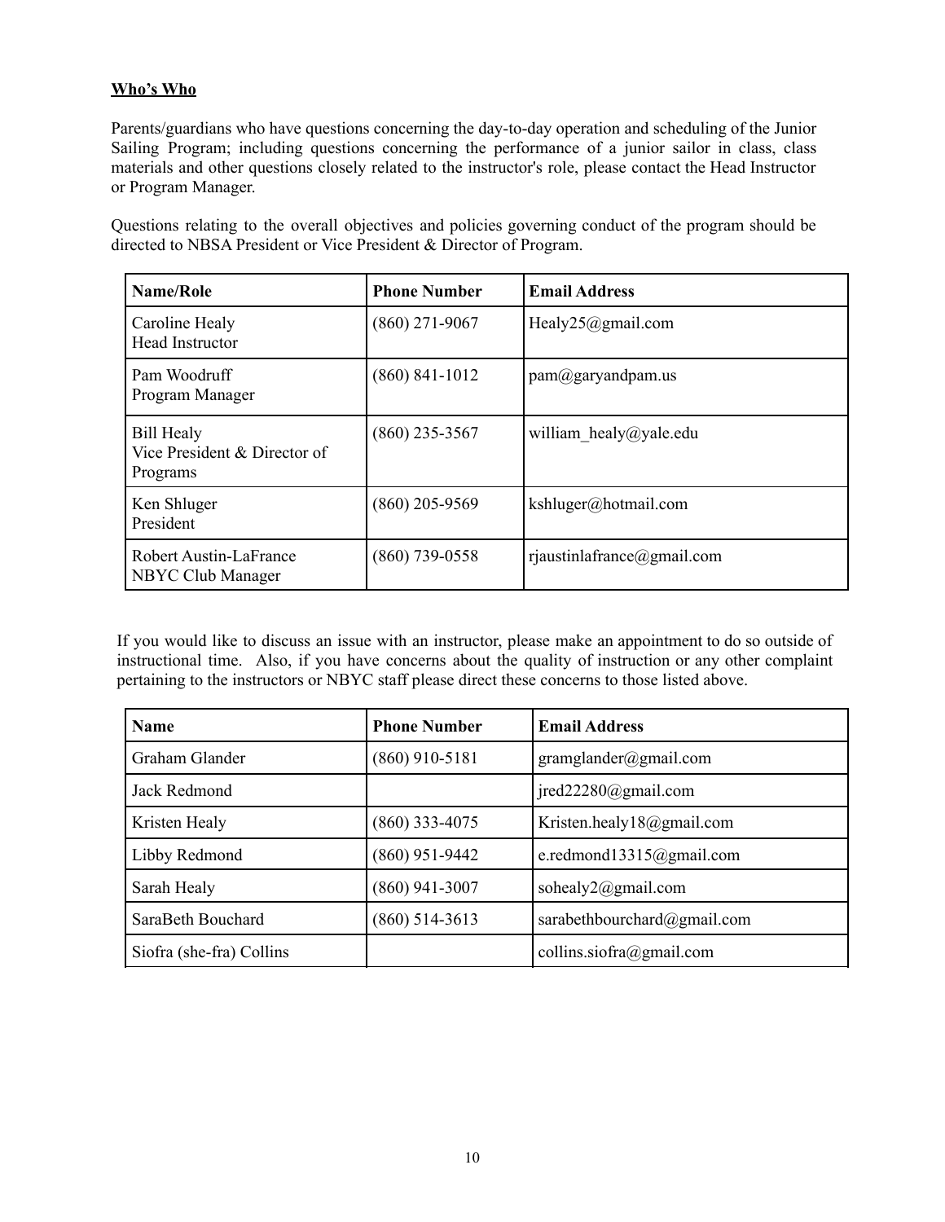**<u>Who's Who</u>**

Parents/guardians who have questions concerning the day-to-day operation and scheduling of the Junior Sailing Program; including questions concerning the performance of a junior sailor in class, class materials and other questions closely related to the instructor's role, please contact the Head Instructor or Program Manager.

Questions relating to the overall objectives and policies governing conduct of the program should be directed to NBSA President or Vice President & Director of Program.

| Name/Role | Phone Number | Email Address |
|---|---|---|
| Caroline Healy<br>Head Instructor | (860) 271-9067 | Healy25@gmail.com |
| Pam Woodruff<br>Program Manager | (860) 841-1012 | pam@garyandpam.us |
| Bill Healy<br>Vice President & Director of Programs | (860) 235-3567 | william_healy@yale.edu |
| Ken Shluger<br>President | (860) 205-9569 | kshluger@hotmail.com |
| Robert Austin-LaFrance<br>NBYC Club Manager | (860) 739-0558 | rjaustinlafrance@gmail.com |

If you would like to discuss an issue with an instructor, please make an appointment to do so outside of instructional time. Also, if you have concerns about the quality of instruction or any other complaint pertaining to the instructors or NBYC staff please direct these concerns to those listed above.

| Name | Phone Number | Email Address |
|---|---|---|
| Graham Glander | (860) 910-5181 | gramglander@gmail.com |
| Jack Redmond | | jred22280@gmail.com |
| Kristen Healy | (860) 333-4075 | Kristen.healy18@gmail.com |
| Libby Redmond | (860) 951-9442 | e.redmond13315@gmail.com |
| Sarah Healy | (860) 941-3007 | sohealy2@gmail.com |
| SaraBeth Bouchard | (860) 514-3613 | sarabethbourchard@gmail.com |
| Siofra (she-fra) Collins | | collins.siofra@gmail.com |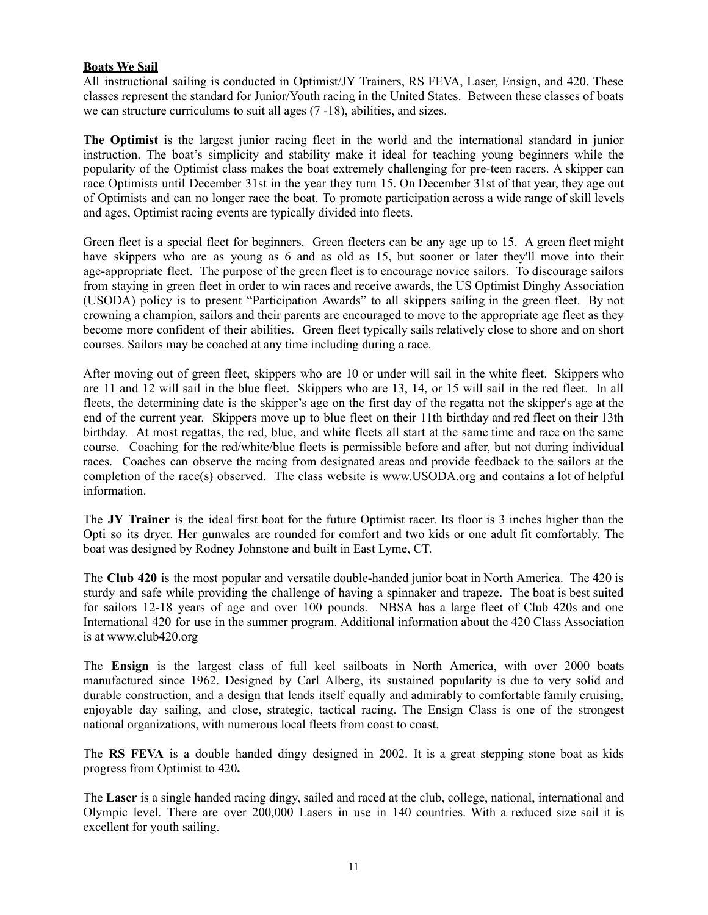**Boats We Sail**

All instructional sailing is conducted in Optimist/JY Trainers, RS FEVA, Laser, Ensign, and 420. These classes represent the standard for Junior/Youth racing in the United States. Between these classes of boats we can structure curriculums to suit all ages (7 -18), abilities, and sizes.

**The Optimist** is the largest junior racing fleet in the world and the international standard in junior instruction. The boat's simplicity and stability make it ideal for teaching young beginners while the popularity of the Optimist class makes the boat extremely challenging for pre-teen racers. A skipper can race Optimists until December 31st in the year they turn 15. On December 31st of that year, they age out of Optimists and can no longer race the boat. To promote participation across a wide range of skill levels and ages, Optimist racing events are typically divided into fleets.

Green fleet is a special fleet for beginners. Green fleeters can be any age up to 15. A green fleet might have skippers who are as young as 6 and as old as 15, but sooner or later they'll move into their age-appropriate fleet. The purpose of the green fleet is to encourage novice sailors. To discourage sailors from staying in green fleet in order to win races and receive awards, the US Optimist Dinghy Association (USODA) policy is to present "Participation Awards" to all skippers sailing in the green fleet. By not crowning a champion, sailors and their parents are encouraged to move to the appropriate age fleet as they become more confident of their abilities. Green fleet typically sails relatively close to shore and on short courses. Sailors may be coached at any time including during a race.

After moving out of green fleet, skippers who are 10 or under will sail in the white fleet. Skippers who are 11 and 12 will sail in the blue fleet. Skippers who are 13, 14, or 15 will sail in the red fleet. In all fleets, the determining date is the skipper's age on the first day of the regatta not the skipper's age at the end of the current year. Skippers move up to blue fleet on their 11th birthday and red fleet on their 13th birthday. At most regattas, the red, blue, and white fleets all start at the same time and race on the same course. Coaching for the red/white/blue fleets is permissible before and after, but not during individual races. Coaches can observe the racing from designated areas and provide feedback to the sailors at the completion of the race(s) observed. The class website is www.USODA.org and contains a lot of helpful information.

The **JY Trainer** is the ideal first boat for the future Optimist racer. Its floor is 3 inches higher than the Opti so its dryer. Her gunwales are rounded for comfort and two kids or one adult fit comfortably. The boat was designed by Rodney Johnstone and built in East Lyme, CT.

The **Club 420** is the most popular and versatile double-handed junior boat in North America. The 420 is sturdy and safe while providing the challenge of having a spinnaker and trapeze. The boat is best suited for sailors 12-18 years of age and over 100 pounds. NBSA has a large fleet of Club 420s and one International 420 for use in the summer program. Additional information about the 420 Class Association is at www.club420.org

The **Ensign** is the largest class of full keel sailboats in North America, with over 2000 boats manufactured since 1962. Designed by Carl Alberg, its sustained popularity is due to very solid and durable construction, and a design that lends itself equally and admirably to comfortable family cruising, enjoyable day sailing, and close, strategic, tactical racing. The Ensign Class is one of the strongest national organizations, with numerous local fleets from coast to coast.

The **RS FEVA** is a double handed dingy designed in 2002. It is a great stepping stone boat as kids progress from Optimist to 420**.**

The **Laser** is a single handed racing dingy, sailed and raced at the club, college, national, international and Olympic level. There are over 200,000 Lasers in use in 140 countries. With a reduced size sail it is excellent for youth sailing.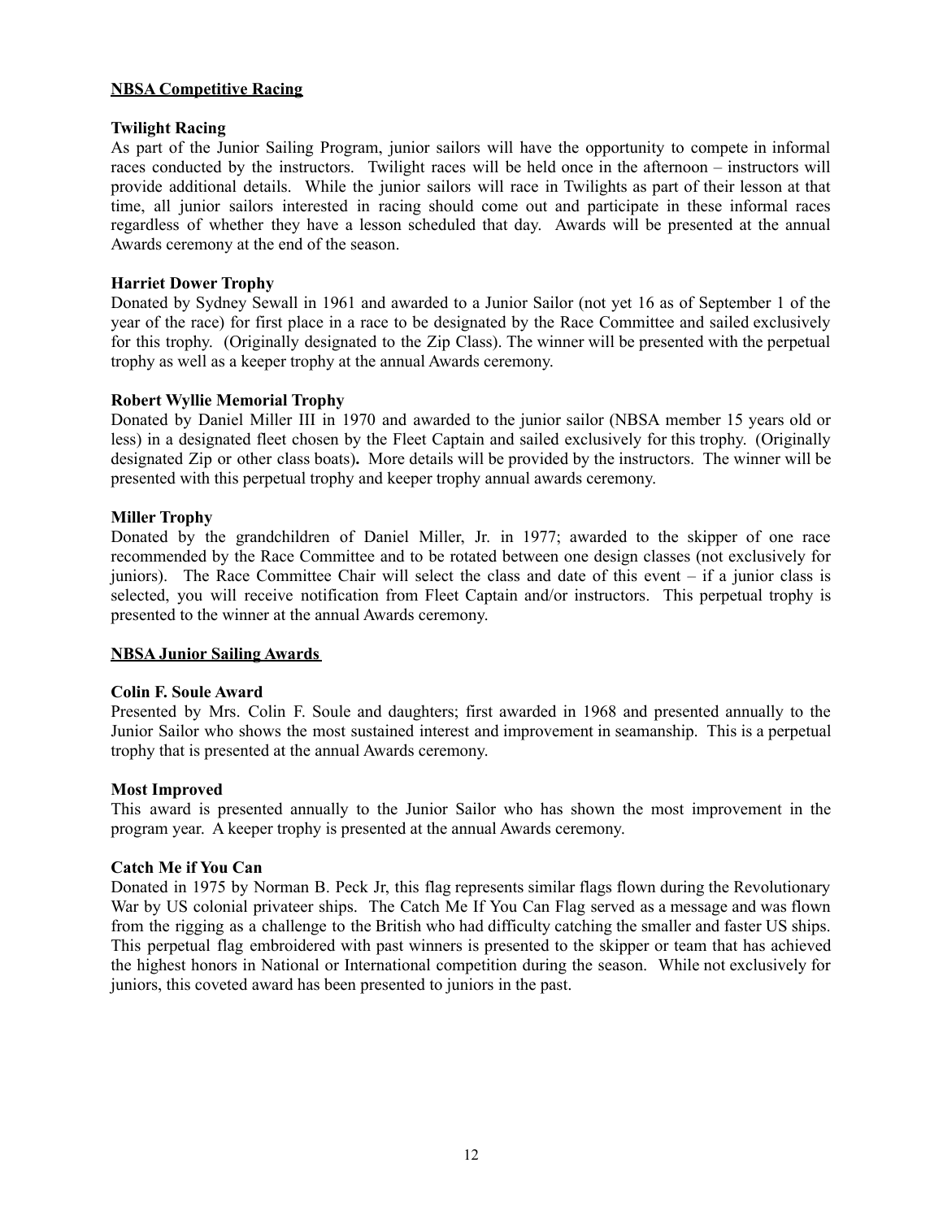## NBSA Competitive Racing

### Twilight Racing

As part of the Junior Sailing Program, junior sailors will have the opportunity to compete in informal races conducted by the instructors. Twilight races will be held once in the afternoon – instructors will provide additional details. While the junior sailors will race in Twilights as part of their lesson at that time, all junior sailors interested in racing should come out and participate in these informal races regardless of whether they have a lesson scheduled that day. Awards will be presented at the annual Awards ceremony at the end of the season.

### Harriet Dower Trophy

Donated by Sydney Sewall in 1961 and awarded to a Junior Sailor (not yet 16 as of September 1 of the year of the race) for first place in a race to be designated by the Race Committee and sailed exclusively for this trophy. (Originally designated to the Zip Class). The winner will be presented with the perpetual trophy as well as a keeper trophy at the annual Awards ceremony.

### Robert Wyllie Memorial Trophy

Donated by Daniel Miller III in 1970 and awarded to the junior sailor (NBSA member 15 years old or less) in a designated fleet chosen by the Fleet Captain and sailed exclusively for this trophy. (Originally designated Zip or other class boats**).** More details will be provided by the instructors. The winner will be presented with this perpetual trophy and keeper trophy annual awards ceremony.

### Miller Trophy

Donated by the grandchildren of Daniel Miller, Jr. in 1977; awarded to the skipper of one race recommended by the Race Committee and to be rotated between one design classes (not exclusively for juniors). The Race Committee Chair will select the class and date of this event – if a junior class is selected, you will receive notification from Fleet Captain and/or instructors. This perpetual trophy is presented to the winner at the annual Awards ceremony.

## NBSA Junior Sailing Awards

### Colin F. Soule Award

Presented by Mrs. Colin F. Soule and daughters; first awarded in 1968 and presented annually to the Junior Sailor who shows the most sustained interest and improvement in seamanship. This is a perpetual trophy that is presented at the annual Awards ceremony.

### Most Improved

This award is presented annually to the Junior Sailor who has shown the most improvement in the program year. A keeper trophy is presented at the annual Awards ceremony.

### Catch Me if You Can

Donated in 1975 by Norman B. Peck Jr, this flag represents similar flags flown during the Revolutionary War by US colonial privateer ships. The Catch Me If You Can Flag served as a message and was flown from the rigging as a challenge to the British who had difficulty catching the smaller and faster US ships. This perpetual flag embroidered with past winners is presented to the skipper or team that has achieved the highest honors in National or International competition during the season. While not exclusively for juniors, this coveted award has been presented to juniors in the past.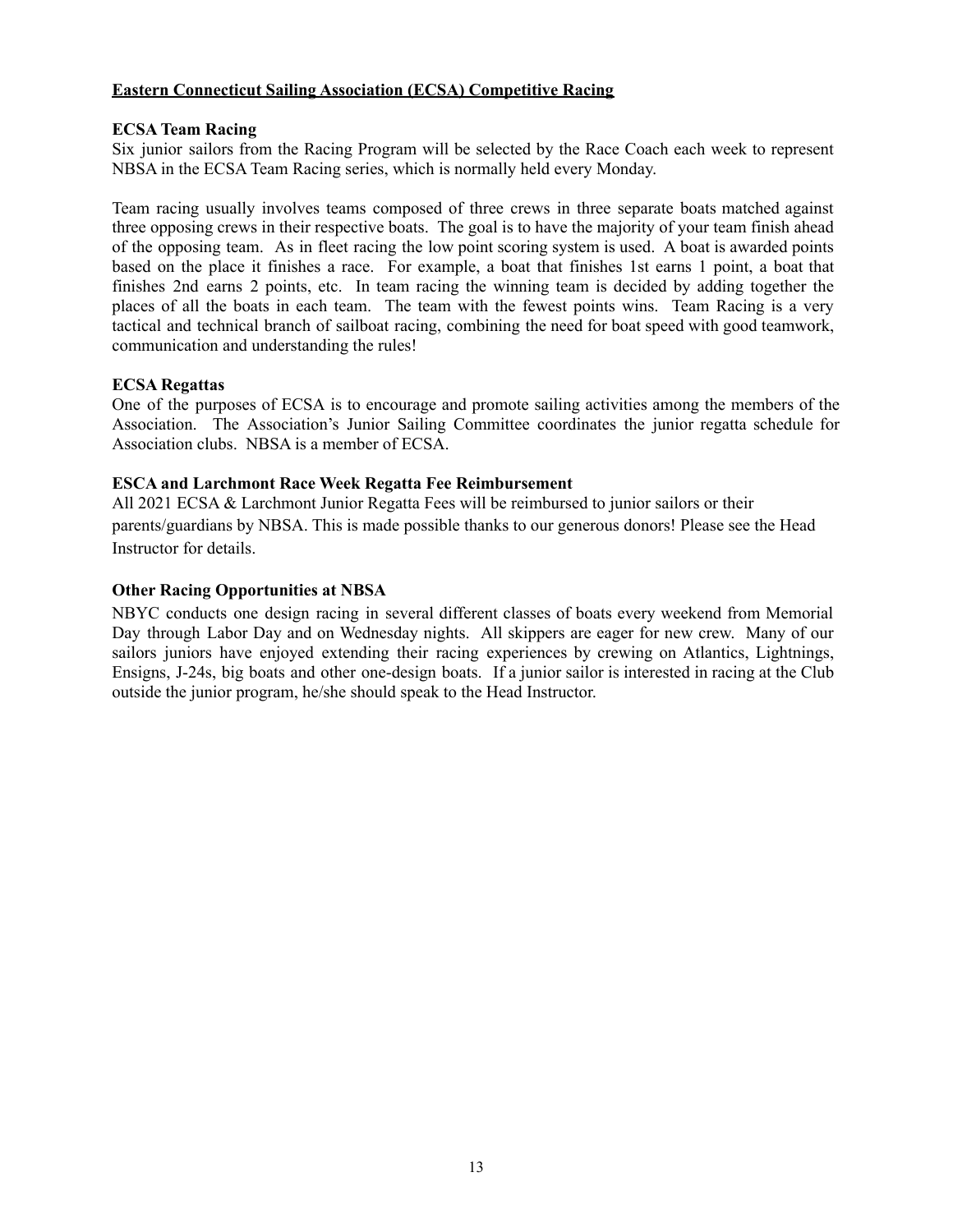**Eastern Connecticut Sailing Association (ECSA) Competitive Racing**

**ECSA Team Racing**

Six junior sailors from the Racing Program will be selected by the Race Coach each week to represent NBSA in the ECSA Team Racing series, which is normally held every Monday.

Team racing usually involves teams composed of three crews in three separate boats matched against three opposing crews in their respective boats. The goal is to have the majority of your team finish ahead of the opposing team. As in fleet racing the low point scoring system is used. A boat is awarded points based on the place it finishes a race. For example, a boat that finishes 1st earns 1 point, a boat that finishes 2nd earns 2 points, etc. In team racing the winning team is decided by adding together the places of all the boats in each team. The team with the fewest points wins. Team Racing is a very tactical and technical branch of sailboat racing, combining the need for boat speed with good teamwork, communication and understanding the rules!

**ECSA Regattas**

One of the purposes of ECSA is to encourage and promote sailing activities among the members of the Association. The Association's Junior Sailing Committee coordinates the junior regatta schedule for Association clubs. NBSA is a member of ECSA.

**ESCA and Larchmont Race Week Regatta Fee Reimbursement**

All 2021 ECSA & Larchmont Junior Regatta Fees will be reimbursed to junior sailors or their parents/guardians by NBSA. This is made possible thanks to our generous donors! Please see the Head Instructor for details.

**Other Racing Opportunities at NBSA**

NBYC conducts one design racing in several different classes of boats every weekend from Memorial Day through Labor Day and on Wednesday nights. All skippers are eager for new crew. Many of our sailors juniors have enjoyed extending their racing experiences by crewing on Atlantics, Lightnings, Ensigns, J-24s, big boats and other one-design boats. If a junior sailor is interested in racing at the Club outside the junior program, he/she should speak to the Head Instructor.